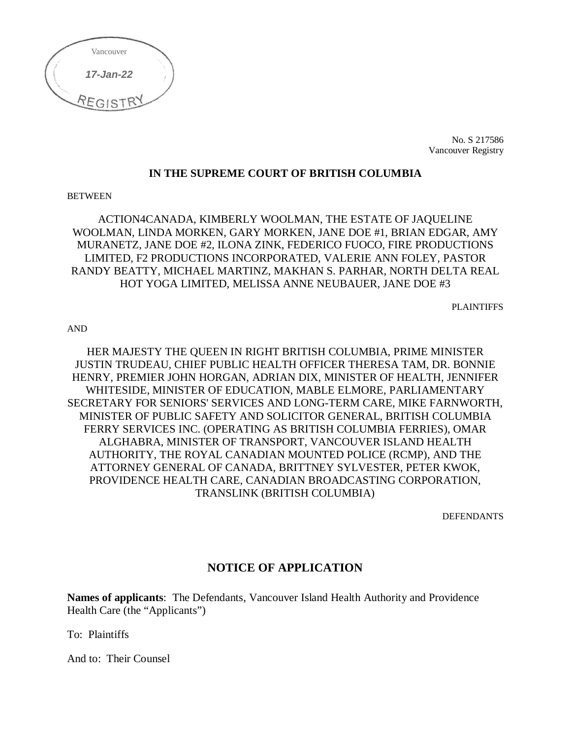Vancouver

*17-Jan-22*

REGISTRY

No. S 217586
Vancouver Registry

**IN THE SUPREME COURT OF BRITISH COLUMBIA**

BETWEEN

ACTION4CANADA, KIMBERLY WOOLMAN, THE ESTATE OF JAQUELINE WOOLMAN, LINDA MORKEN, GARY MORKEN, JANE DOE #1, BRIAN EDGAR, AMY MURANETZ, JANE DOE #2, ILONA ZINK, FEDERICO FUOCO, FIRE PRODUCTIONS LIMITED, F2 PRODUCTIONS INCORPORATED, VALERIE ANN FOLEY, PASTOR RANDY BEATTY, MICHAEL MARTINZ, MAKHAN S. PARHAR, NORTH DELTA REAL HOT YOGA LIMITED, MELISSA ANNE NEUBAUER, JANE DOE #3

PLAINTIFFS

AND

HER MAJESTY THE QUEEN IN RIGHT BRITISH COLUMBIA, PRIME MINISTER JUSTIN TRUDEAU, CHIEF PUBLIC HEALTH OFFICER THERESA TAM, DR. BONNIE HENRY, PREMIER JOHN HORGAN, ADRIAN DIX, MINISTER OF HEALTH, JENNIFER WHITESIDE, MINISTER OF EDUCATION, MABLE ELMORE, PARLIAMENTARY SECRETARY FOR SENIORS' SERVICES AND LONG-TERM CARE, MIKE FARNWORTH, MINISTER OF PUBLIC SAFETY AND SOLICITOR GENERAL, BRITISH COLUMBIA FERRY SERVICES INC. (OPERATING AS BRITISH COLUMBIA FERRIES), OMAR ALGHABRA, MINISTER OF TRANSPORT, VANCOUVER ISLAND HEALTH AUTHORITY, THE ROYAL CANADIAN MOUNTED POLICE (RCMP), AND THE ATTORNEY GENERAL OF CANADA, BRITTNEY SYLVESTER, PETER KWOK, PROVIDENCE HEALTH CARE, CANADIAN BROADCASTING CORPORATION, TRANSLINK (BRITISH COLUMBIA)

DEFENDANTS

## NOTICE OF APPLICATION

**Names of applicants**: The Defendants, Vancouver Island Health Authority and Providence Health Care (the "Applicants")

To: Plaintiffs

And to: Their Counsel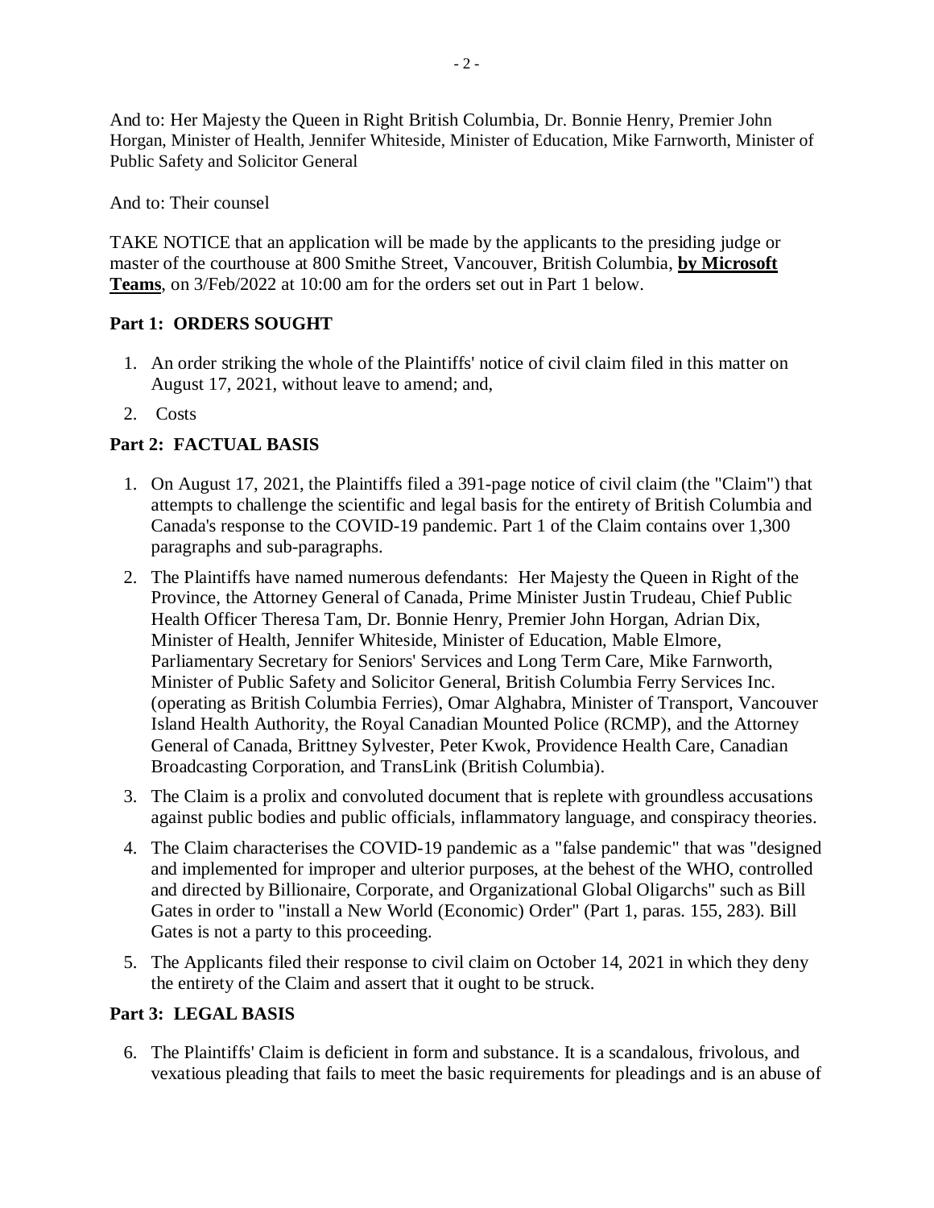And to: Her Majesty the Queen in Right British Columbia, Dr. Bonnie Henry, Premier John Horgan, Minister of Health, Jennifer Whiteside, Minister of Education, Mike Farnworth, Minister of Public Safety and Solicitor General

And to: Their counsel

TAKE NOTICE that an application will be made by the applicants to the presiding judge or master of the courthouse at 800 Smithe Street, Vancouver, British Columbia, **by Microsoft Teams**, on 3/Feb/2022 at 10:00 am for the orders set out in Part 1 below.

## Part 1: ORDERS SOUGHT

1. An order striking the whole of the Plaintiffs' notice of civil claim filed in this matter on August 17, 2021, without leave to amend; and,
2. Costs

## Part 2: FACTUAL BASIS

1. On August 17, 2021, the Plaintiffs filed a 391-page notice of civil claim (the "Claim") that attempts to challenge the scientific and legal basis for the entirety of British Columbia and Canada's response to the COVID-19 pandemic. Part 1 of the Claim contains over 1,300 paragraphs and sub-paragraphs.
2. The Plaintiffs have named numerous defendants: Her Majesty the Queen in Right of the Province, the Attorney General of Canada, Prime Minister Justin Trudeau, Chief Public Health Officer Theresa Tam, Dr. Bonnie Henry, Premier John Horgan, Adrian Dix, Minister of Health, Jennifer Whiteside, Minister of Education, Mable Elmore, Parliamentary Secretary for Seniors' Services and Long Term Care, Mike Farnworth, Minister of Public Safety and Solicitor General, British Columbia Ferry Services Inc. (operating as British Columbia Ferries), Omar Alghabra, Minister of Transport, Vancouver Island Health Authority, the Royal Canadian Mounted Police (RCMP), and the Attorney General of Canada, Brittney Sylvester, Peter Kwok, Providence Health Care, Canadian Broadcasting Corporation, and TransLink (British Columbia).
3. The Claim is a prolix and convoluted document that is replete with groundless accusations against public bodies and public officials, inflammatory language, and conspiracy theories.
4. The Claim characterises the COVID-19 pandemic as a "false pandemic" that was "designed and implemented for improper and ulterior purposes, at the behest of the WHO, controlled and directed by Billionaire, Corporate, and Organizational Global Oligarchs" such as Bill Gates in order to "install a New World (Economic) Order" (Part 1, paras. 155, 283). Bill Gates is not a party to this proceeding.
5. The Applicants filed their response to civil claim on October 14, 2021 in which they deny the entirety of the Claim and assert that it ought to be struck.

## Part 3: LEGAL BASIS

6. The Plaintiffs' Claim is deficient in form and substance. It is a scandalous, frivolous, and vexatious pleading that fails to meet the basic requirements for pleadings and is an abuse of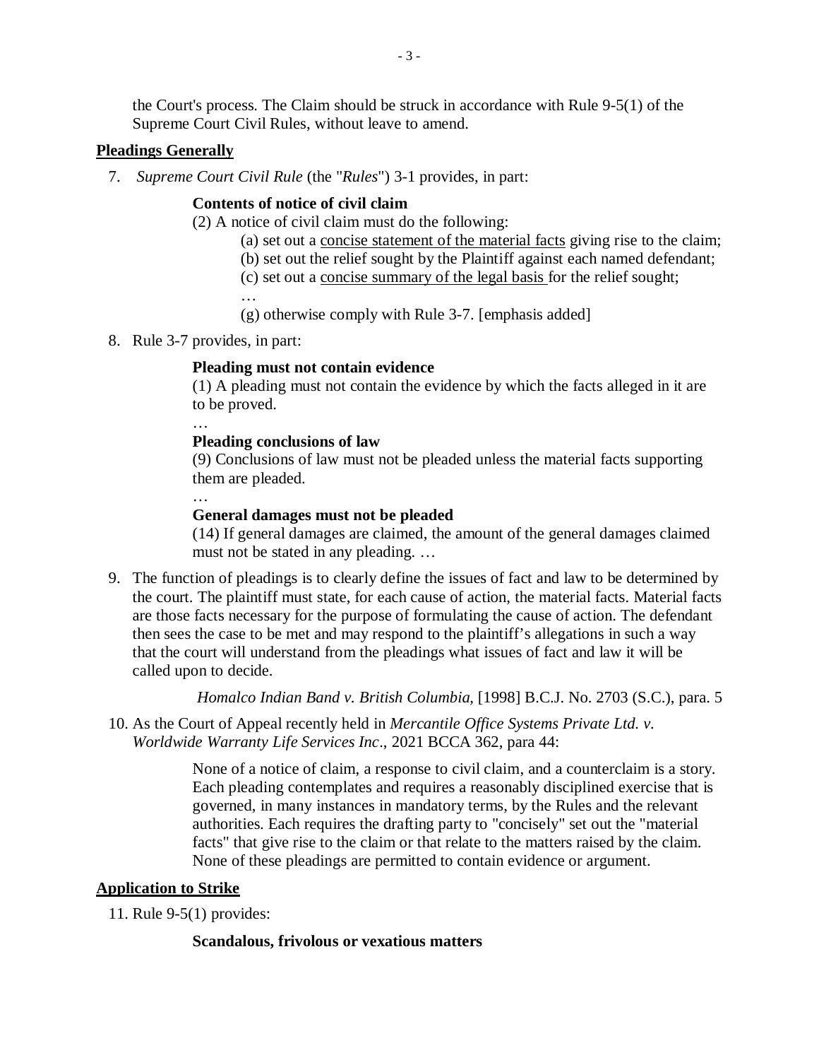the Court's process. The Claim should be struck in accordance with Rule 9-5(1) of the Supreme Court Civil Rules, without leave to amend.

**Pleadings Generally**

7. *Supreme Court Civil Rule* (the "*Rules*") 3-1 provides, in part:

> **Contents of notice of civil claim**
>
> (2) A notice of civil claim must do the following:
>
> (a) set out a <u>concise statement of the material facts</u> giving rise to the claim;
>
> (b) set out the relief sought by the Plaintiff against each named defendant;
>
> (c) set out a <u>concise summary of the legal basis</u> for the relief sought;
>
> …
>
> (g) otherwise comply with Rule 3-7. [emphasis added]

8. Rule 3-7 provides, in part:

> **Pleading must not contain evidence**
>
> (1) A pleading must not contain the evidence by which the facts alleged in it are to be proved.
>
> …
>
> **Pleading conclusions of law**
>
> (9) Conclusions of law must not be pleaded unless the material facts supporting them are pleaded.
>
> …
>
> **General damages must not be pleaded**
>
> (14) If general damages are claimed, the amount of the general damages claimed must not be stated in any pleading. …

9. The function of pleadings is to clearly define the issues of fact and law to be determined by the court. The plaintiff must state, for each cause of action, the material facts. Material facts are those facts necessary for the purpose of formulating the cause of action. The defendant then sees the case to be met and may respond to the plaintiff's allegations in such a way that the court will understand from the pleadings what issues of fact and law it will be called upon to decide.

   *Homalco Indian Band v. British Columbia*, [1998] B.C.J. No. 2703 (S.C.), para. 5

10. As the Court of Appeal recently held in *Mercantile Office Systems Private Ltd. v. Worldwide Warranty Life Services Inc*., 2021 BCCA 362, para 44:

> None of a notice of claim, a response to civil claim, and a counterclaim is a story. Each pleading contemplates and requires a reasonably disciplined exercise that is governed, in many instances in mandatory terms, by the Rules and the relevant authorities. Each requires the drafting party to "concisely" set out the "material facts" that give rise to the claim or that relate to the matters raised by the claim. None of these pleadings are permitted to contain evidence or argument.

**Application to Strike**

11. Rule 9-5(1) provides:

> **Scandalous, frivolous or vexatious matters**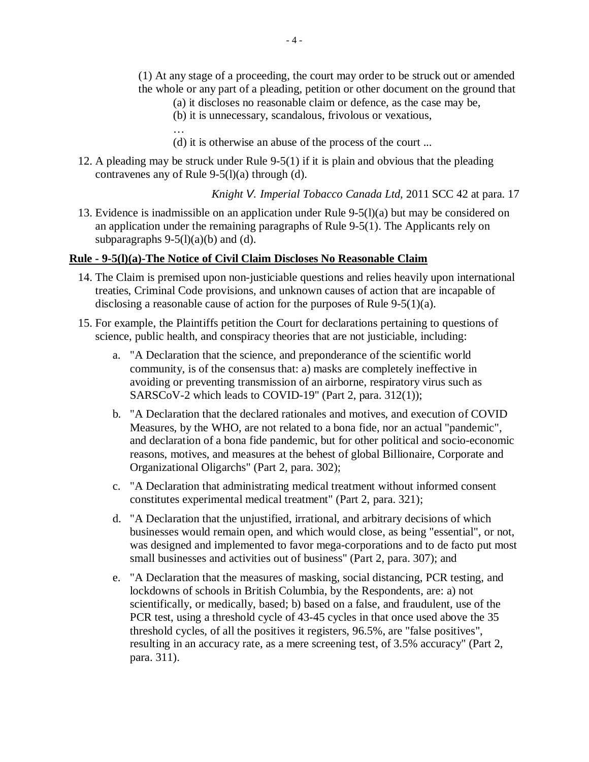(1) At any stage of a proceeding, the court may order to be struck out or amended the whole or any part of a pleading, petition or other document on the ground that

(a) it discloses no reasonable claim or defence, as the case may be,

(b) it is unnecessary, scandalous, frivolous or vexatious,

…

(d) it is otherwise an abuse of the process of the court ...

12. A pleading may be struck under Rule 9-5(1) if it is plain and obvious that the pleading contravenes any of Rule 9-5(l)(a) through (d).

*Knight V. Imperial Tobacco Canada Ltd,* 2011 SCC 42 at para. 17

13. Evidence is inadmissible on an application under Rule 9-5(l)(a) but may be considered on an application under the remaining paragraphs of Rule 9-5(1). The Applicants rely on subparagraphs 9-5(l)(a)(b) and (d).

**Rule - 9-5(l)(a)-The Notice of Civil Claim Discloses No Reasonable Claim**

14. The Claim is premised upon non-justiciable questions and relies heavily upon international treaties, Criminal Code provisions, and unknown causes of action that are incapable of disclosing a reasonable cause of action for the purposes of Rule 9-5(1)(a).

15. For example, the Plaintiffs petition the Court for declarations pertaining to questions of science, public health, and conspiracy theories that are not justiciable, including:

    a. "A Declaration that the science, and preponderance of the scientific world community, is of the consensus that: a) masks are completely ineffective in avoiding or preventing transmission of an airborne, respiratory virus such as SARSCoV-2 which leads to COVID-19" (Part 2, para. 312(1));

    b. "A Declaration that the declared rationales and motives, and execution of COVID Measures, by the WHO, are not related to a bona fide, nor an actual "pandemic", and declaration of a bona fide pandemic, but for other political and socio-economic reasons, motives, and measures at the behest of global Billionaire, Corporate and Organizational Oligarchs" (Part 2, para. 302);

    c. "A Declaration that administrating medical treatment without informed consent constitutes experimental medical treatment" (Part 2, para. 321);

    d. "A Declaration that the unjustified, irrational, and arbitrary decisions of which businesses would remain open, and which would close, as being "essential", or not, was designed and implemented to favor mega-corporations and to de facto put most small businesses and activities out of business" (Part 2, para. 307); and

    e. "A Declaration that the measures of masking, social distancing, PCR testing, and lockdowns of schools in British Columbia, by the Respondents, are: a) not scientifically, or medically, based; b) based on a false, and fraudulent, use of the PCR test, using a threshold cycle of 43-45 cycles in that once used above the 35 threshold cycles, of all the positives it registers, 96.5%, are "false positives", resulting in an accuracy rate, as a mere screening test, of 3.5% accuracy" (Part 2, para. 311).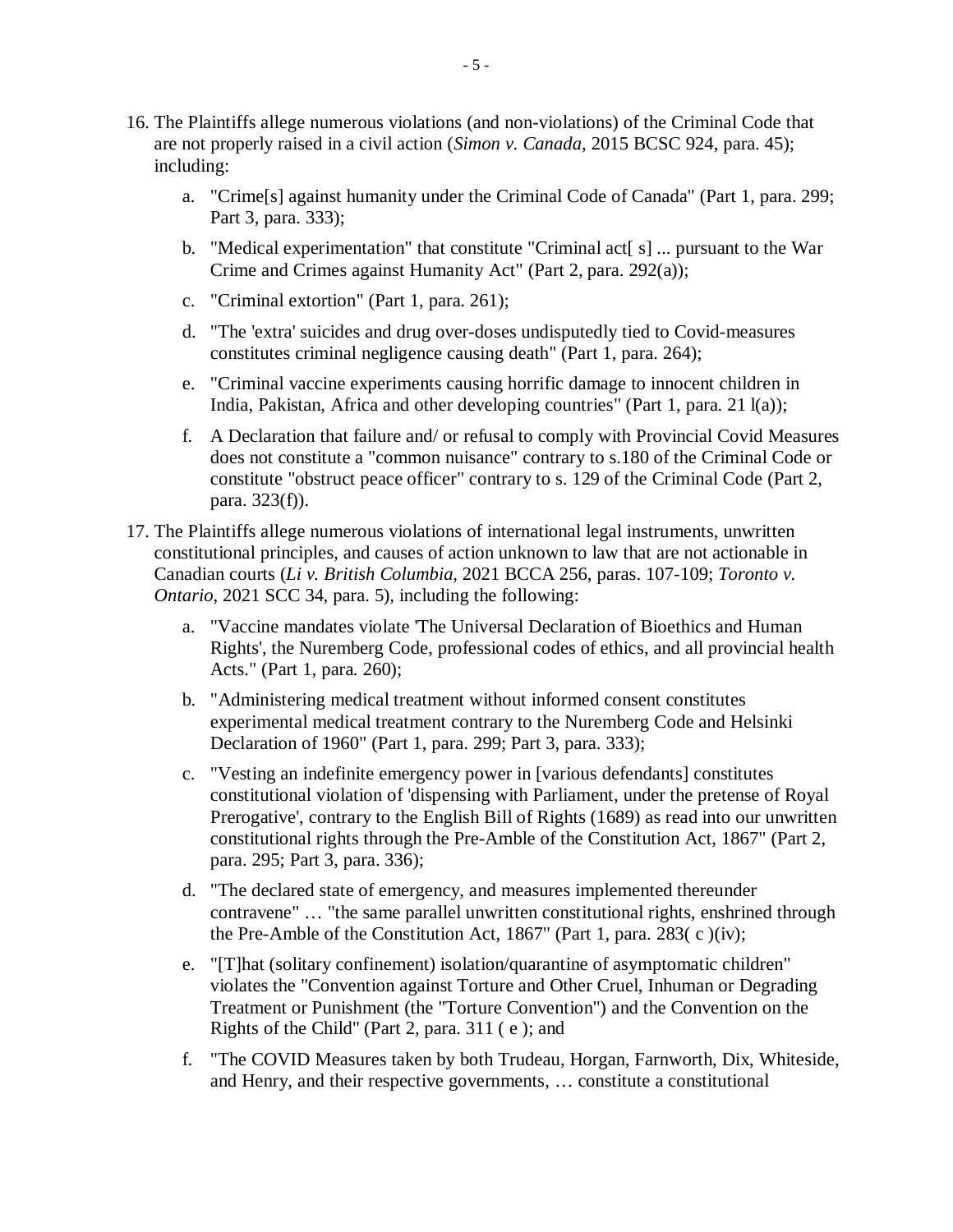16. The Plaintiffs allege numerous violations (and non-violations) of the Criminal Code that are not properly raised in a civil action (*Simon v. Canada*, 2015 BCSC 924, para. 45); including:

    a. "Crime[s] against humanity under the Criminal Code of Canada" (Part 1, para. 299; Part 3, para. 333);

    b. "Medical experimentation" that constitute "Criminal act[ s] ... pursuant to the War Crime and Crimes against Humanity Act" (Part 2, para. 292(a));

    c. "Criminal extortion" (Part 1, para. 261);

    d. "The 'extra' suicides and drug over-doses undisputedly tied to Covid-measures constitutes criminal negligence causing death" (Part 1, para. 264);

    e. "Criminal vaccine experiments causing horrific damage to innocent children in India, Pakistan, Africa and other developing countries" (Part 1, para. 21 l(a));

    f. A Declaration that failure and/ or refusal to comply with Provincial Covid Measures does not constitute a "common nuisance" contrary to s.180 of the Criminal Code or constitute "obstruct peace officer" contrary to s. 129 of the Criminal Code (Part 2, para. 323(f)).

17. The Plaintiffs allege numerous violations of international legal instruments, unwritten constitutional principles, and causes of action unknown to law that are not actionable in Canadian courts (*Li v. British Columbia*, 2021 BCCA 256, paras. 107-109; *Toronto v. Ontario*, 2021 SCC 34, para. 5), including the following:

    a. "Vaccine mandates violate 'The Universal Declaration of Bioethics and Human Rights', the Nuremberg Code, professional codes of ethics, and all provincial health Acts." (Part 1, para. 260);

    b. "Administering medical treatment without informed consent constitutes experimental medical treatment contrary to the Nuremberg Code and Helsinki Declaration of 1960" (Part 1, para. 299; Part 3, para. 333);

    c. "Vesting an indefinite emergency power in [various defendants] constitutes constitutional violation of 'dispensing with Parliament, under the pretense of Royal Prerogative', contrary to the English Bill of Rights (1689) as read into our unwritten constitutional rights through the Pre-Amble of the Constitution Act, 1867" (Part 2, para. 295; Part 3, para. 336);

    d. "The declared state of emergency, and measures implemented thereunder contravene" … "the same parallel unwritten constitutional rights, enshrined through the Pre-Amble of the Constitution Act, 1867" (Part 1, para. 283( c )(iv);

    e. "[T]hat (solitary confinement) isolation/quarantine of asymptomatic children" violates the "Convention against Torture and Other Cruel, Inhuman or Degrading Treatment or Punishment (the "Torture Convention") and the Convention on the Rights of the Child" (Part 2, para. 311 ( e ); and

    f. "The COVID Measures taken by both Trudeau, Horgan, Farnworth, Dix, Whiteside, and Henry, and their respective governments, … constitute a constitutional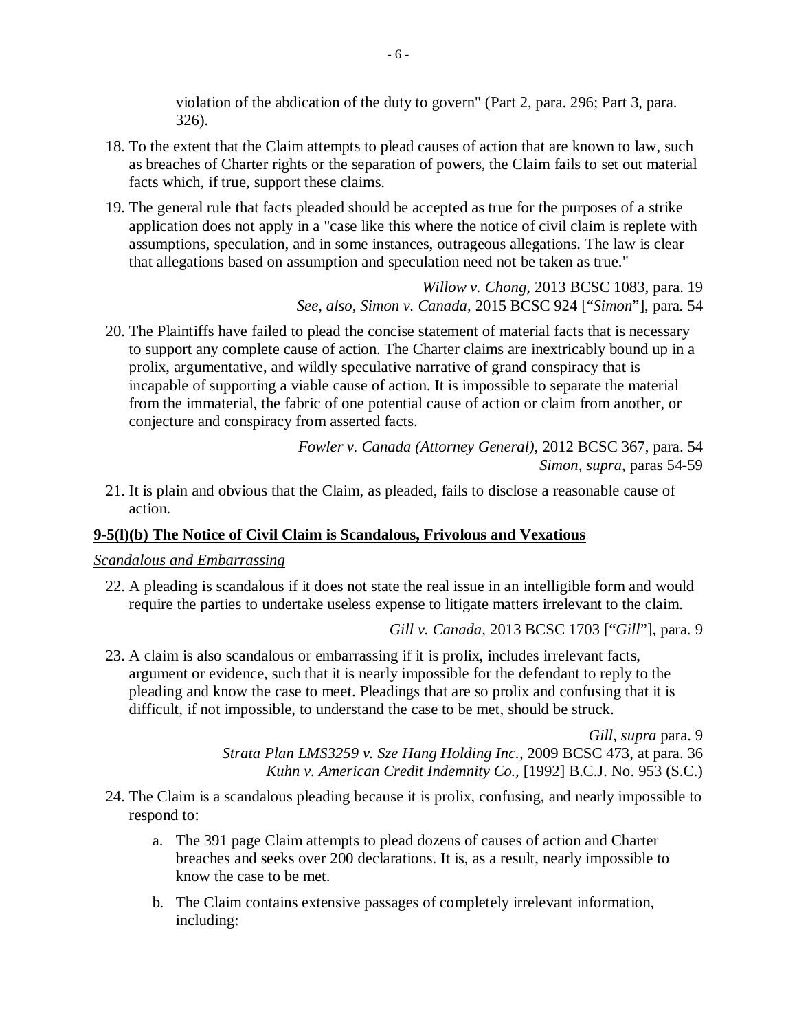violation of the abdication of the duty to govern" (Part 2, para. 296; Part 3, para. 326).

18. To the extent that the Claim attempts to plead causes of action that are known to law, such as breaches of Charter rights or the separation of powers, the Claim fails to set out material facts which, if true, support these claims.

19. The general rule that facts pleaded should be accepted as true for the purposes of a strike application does not apply in a "case like this where the notice of civil claim is replete with assumptions, speculation, and in some instances, outrageous allegations. The law is clear that allegations based on assumption and speculation need not be taken as true."

*Willow v. Chong*, 2013 BCSC 1083, para. 19
*See, also, Simon v. Canada*, 2015 BCSC 924 ["*Simon*"], para. 54

20. The Plaintiffs have failed to plead the concise statement of material facts that is necessary to support any complete cause of action. The Charter claims are inextricably bound up in a prolix, argumentative, and wildly speculative narrative of grand conspiracy that is incapable of supporting a viable cause of action. It is impossible to separate the material from the immaterial, the fabric of one potential cause of action or claim from another, or conjecture and conspiracy from asserted facts.

*Fowler v. Canada (Attorney General)*, 2012 BCSC 367, para. 54
*Simon*, *supra*, paras 54-59

21. It is plain and obvious that the Claim, as pleaded, fails to disclose a reasonable cause of action.

**9-5(l)(b) The Notice of Civil Claim is Scandalous, Frivolous and Vexatious**

*Scandalous and Embarrassing*

22. A pleading is scandalous if it does not state the real issue in an intelligible form and would require the parties to undertake useless expense to litigate matters irrelevant to the claim.

*Gill v. Canada*, 2013 BCSC 1703 ["*Gill*"], para. 9

23. A claim is also scandalous or embarrassing if it is prolix, includes irrelevant facts, argument or evidence, such that it is nearly impossible for the defendant to reply to the pleading and know the case to meet. Pleadings that are so prolix and confusing that it is difficult, if not impossible, to understand the case to be met, should be struck.

*Gill*, *supra* para. 9
*Strata Plan LMS3259 v. Sze Hang Holding Inc.*, 2009 BCSC 473, at para. 36
*Kuhn v. American Credit Indemnity Co.*, [1992] B.C.J. No. 953 (S.C.)

24. The Claim is a scandalous pleading because it is prolix, confusing, and nearly impossible to respond to:

    a. The 391 page Claim attempts to plead dozens of causes of action and Charter breaches and seeks over 200 declarations. It is, as a result, nearly impossible to know the case to be met.

    b. The Claim contains extensive passages of completely irrelevant information, including: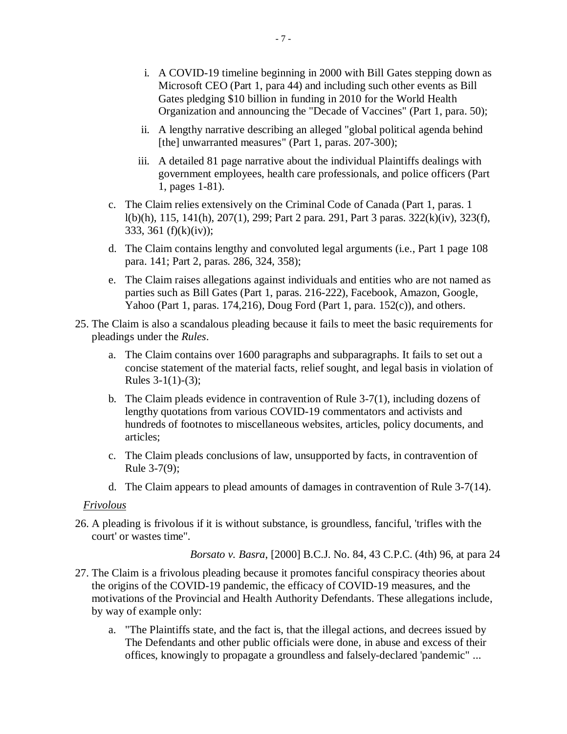i. A COVID-19 timeline beginning in 2000 with Bill Gates stepping down as Microsoft CEO (Part 1, para 44) and including such other events as Bill Gates pledging $10 billion in funding in 2010 for the World Health Organization and announcing the "Decade of Vaccines" (Part 1, para. 50);

ii. A lengthy narrative describing an alleged "global political agenda behind [the] unwarranted measures" (Part 1, paras. 207-300);

iii. A detailed 81 page narrative about the individual Plaintiffs dealings with government employees, health care professionals, and police officers (Part 1, pages 1-81).

c. The Claim relies extensively on the Criminal Code of Canada (Part 1, paras. 1 l(b)(h), 115, 141(h), 207(1), 299; Part 2 para. 291, Part 3 paras. 322(k)(iv), 323(f), 333, 361 (f)(k)(iv));

d. The Claim contains lengthy and convoluted legal arguments (i.e., Part 1 page 108 para. 141; Part 2, paras. 286, 324, 358);

e. The Claim raises allegations against individuals and entities who are not named as parties such as Bill Gates (Part 1, paras. 216-222), Facebook, Amazon, Google, Yahoo (Part 1, paras. 174,216), Doug Ford (Part 1, para. 152(c)), and others.

25. The Claim is also a scandalous pleading because it fails to meet the basic requirements for pleadings under the *Rules*.

a. The Claim contains over 1600 paragraphs and subparagraphs. It fails to set out a concise statement of the material facts, relief sought, and legal basis in violation of Rules 3-1(1)-(3);

b. The Claim pleads evidence in contravention of Rule 3-7(1), including dozens of lengthy quotations from various COVID-19 commentators and activists and hundreds of footnotes to miscellaneous websites, articles, policy documents, and articles;

c. The Claim pleads conclusions of law, unsupported by facts, in contravention of Rule 3-7(9);

d. The Claim appears to plead amounts of damages in contravention of Rule 3-7(14).

<u>*Frivolous*</u>

26. A pleading is frivolous if it is without substance, is groundless, fanciful, 'trifles with the court' or wastes time".

*Borsato v. Basra*, [2000] B.C.J. No. 84, 43 C.P.C. (4th) 96, at para 24

27. The Claim is a frivolous pleading because it promotes fanciful conspiracy theories about the origins of the COVID-19 pandemic, the efficacy of COVID-19 measures, and the motivations of the Provincial and Health Authority Defendants. These allegations include, by way of example only:

a. "The Plaintiffs state, and the fact is, that the illegal actions, and decrees issued by The Defendants and other public officials were done, in abuse and excess of their offices, knowingly to propagate a groundless and falsely-declared 'pandemic" ...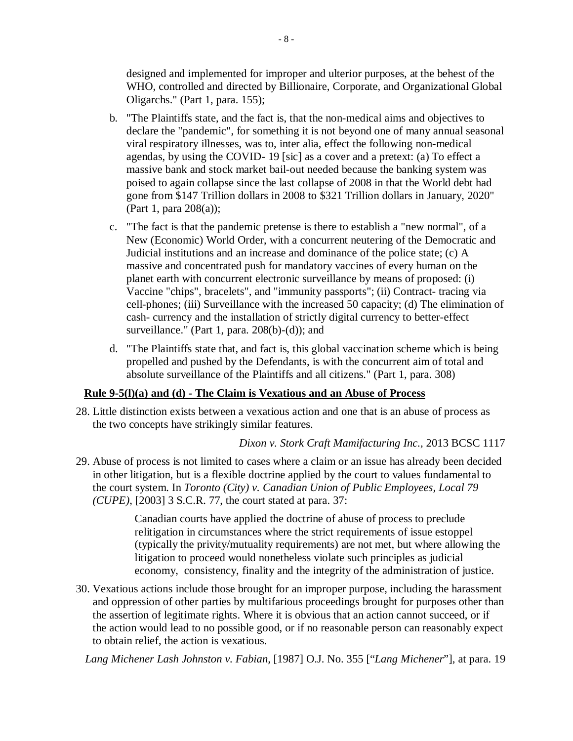designed and implemented for improper and ulterior purposes, at the behest of the WHO, controlled and directed by Billionaire, Corporate, and Organizational Global Oligarchs." (Part 1, para. 155);

b. "The Plaintiffs state, and the fact is, that the non-medical aims and objectives to declare the "pandemic", for something it is not beyond one of many annual seasonal viral respiratory illnesses, was to, inter alia, effect the following non-medical agendas, by using the COVID- 19 [sic] as a cover and a pretext: (a) To effect a massive bank and stock market bail-out needed because the banking system was poised to again collapse since the last collapse of 2008 in that the World debt had gone from $147 Trillion dollars in 2008 to $321 Trillion dollars in January, 2020" (Part 1, para 208(a));

c. "The fact is that the pandemic pretense is there to establish a "new normal", of a New (Economic) World Order, with a concurrent neutering of the Democratic and Judicial institutions and an increase and dominance of the police state; (c) A massive and concentrated push for mandatory vaccines of every human on the planet earth with concurrent electronic surveillance by means of proposed: (i) Vaccine "chips", bracelets", and "immunity passports"; (ii) Contract- tracing via cell-phones; (iii) Surveillance with the increased 50 capacity; (d) The elimination of cash- currency and the installation of strictly digital currency to better-effect surveillance." (Part 1, para. 208(b)-(d)); and

d. "The Plaintiffs state that, and fact is, this global vaccination scheme which is being propelled and pushed by the Defendants, is with the concurrent aim of total and absolute surveillance of the Plaintiffs and all citizens." (Part 1, para. 308)

**Rule 9-5(l)(a) and (d) - The Claim is Vexatious and an Abuse of Process**

28. Little distinction exists between a vexatious action and one that is an abuse of process as the two concepts have strikingly similar features.

*Dixon v. Stork Craft Mamifacturing Inc.*, 2013 BCSC 1117

29. Abuse of process is not limited to cases where a claim or an issue has already been decided in other litigation, but is a flexible doctrine applied by the court to values fundamental to the court system. In *Toronto (City) v. Canadian Union of Public Employees, Local 79 (CUPE)*, [2003] 3 S.C.R. 77, the court stated at para. 37:

> Canadian courts have applied the doctrine of abuse of process to preclude relitigation in circumstances where the strict requirements of issue estoppel (typically the privity/mutuality requirements) are not met, but where allowing the litigation to proceed would nonetheless violate such principles as judicial economy, consistency, finality and the integrity of the administration of justice.

30. Vexatious actions include those brought for an improper purpose, including the harassment and oppression of other parties by multifarious proceedings brought for purposes other than the assertion of legitimate rights. Where it is obvious that an action cannot succeed, or if the action would lead to no possible good, or if no reasonable person can reasonably expect to obtain relief, the action is vexatious.

*Lang Michener Lash Johnston v. Fabian*, [1987] O.J. No. 355 ["*Lang Michener*"], at para. 19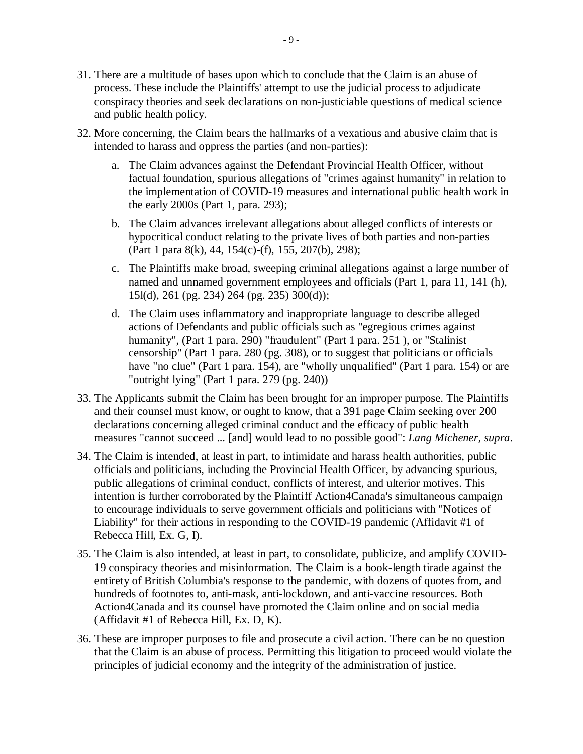31. There are a multitude of bases upon which to conclude that the Claim is an abuse of process. These include the Plaintiffs' attempt to use the judicial process to adjudicate conspiracy theories and seek declarations on non-justiciable questions of medical science and public health policy.

32. More concerning, the Claim bears the hallmarks of a vexatious and abusive claim that is intended to harass and oppress the parties (and non-parties):

    a. The Claim advances against the Defendant Provincial Health Officer, without factual foundation, spurious allegations of "crimes against humanity" in relation to the implementation of COVID-19 measures and international public health work in the early 2000s (Part 1, para. 293);

    b. The Claim advances irrelevant allegations about alleged conflicts of interests or hypocritical conduct relating to the private lives of both parties and non-parties (Part 1 para 8(k), 44, 154(c)-(f), 155, 207(b), 298);

    c. The Plaintiffs make broad, sweeping criminal allegations against a large number of named and unnamed government employees and officials (Part 1, para 11, 141 (h), 15l(d), 261 (pg. 234) 264 (pg. 235) 300(d));

    d. The Claim uses inflammatory and inappropriate language to describe alleged actions of Defendants and public officials such as "egregious crimes against humanity", (Part 1 para. 290) "fraudulent" (Part 1 para. 251 ), or "Stalinist censorship" (Part 1 para. 280 (pg. 308), or to suggest that politicians or officials have "no clue" (Part 1 para. 154), are "wholly unqualified" (Part 1 para. 154) or are "outright lying" (Part 1 para. 279 (pg. 240))

33. The Applicants submit the Claim has been brought for an improper purpose. The Plaintiffs and their counsel must know, or ought to know, that a 391 page Claim seeking over 200 declarations concerning alleged criminal conduct and the efficacy of public health measures "cannot succeed ... [and] would lead to no possible good": *Lang Michener*, *supra*.

34. The Claim is intended, at least in part, to intimidate and harass health authorities, public officials and politicians, including the Provincial Health Officer, by advancing spurious, public allegations of criminal conduct, conflicts of interest, and ulterior motives. This intention is further corroborated by the Plaintiff Action4Canada's simultaneous campaign to encourage individuals to serve government officials and politicians with "Notices of Liability" for their actions in responding to the COVID-19 pandemic (Affidavit #1 of Rebecca Hill, Ex. G, I).

35. The Claim is also intended, at least in part, to consolidate, publicize, and amplify COVID-19 conspiracy theories and misinformation. The Claim is a book-length tirade against the entirety of British Columbia's response to the pandemic, with dozens of quotes from, and hundreds of footnotes to, anti-mask, anti-lockdown, and anti-vaccine resources. Both Action4Canada and its counsel have promoted the Claim online and on social media (Affidavit #1 of Rebecca Hill, Ex. D, K).

36. These are improper purposes to file and prosecute a civil action. There can be no question that the Claim is an abuse of process. Permitting this litigation to proceed would violate the principles of judicial economy and the integrity of the administration of justice.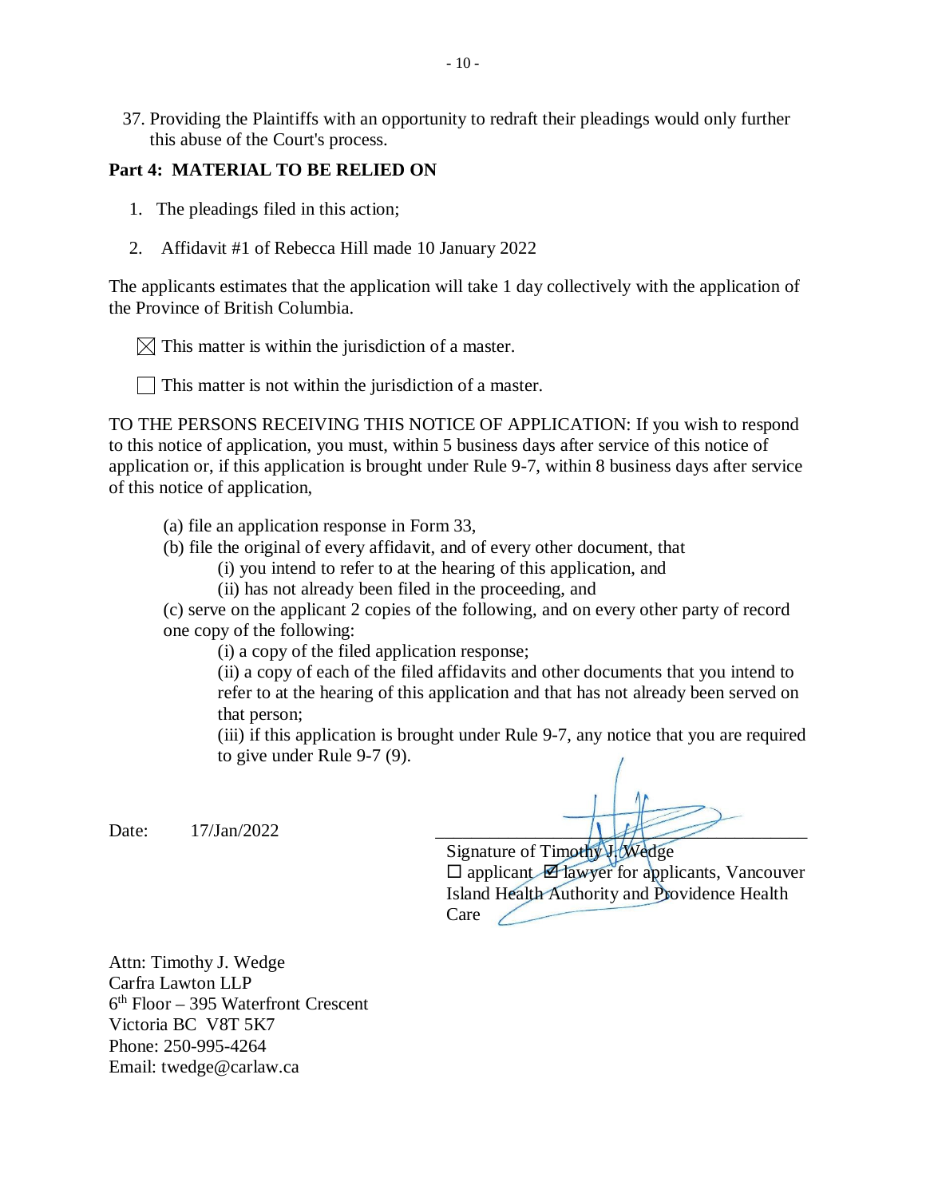37. Providing the Plaintiffs with an opportunity to redraft their pleadings would only further this abuse of the Court's process.

**Part 4: MATERIAL TO BE RELIED ON**

1. The pleadings filed in this action;
2. Affidavit #1 of Rebecca Hill made 10 January 2022

The applicants estimates that the application will take 1 day collectively with the application of the Province of British Columbia.

☒ This matter is within the jurisdiction of a master.

☐ This matter is not within the jurisdiction of a master.

TO THE PERSONS RECEIVING THIS NOTICE OF APPLICATION: If you wish to respond to this notice of application, you must, within 5 business days after service of this notice of application or, if this application is brought under Rule 9-7, within 8 business days after service of this notice of application,

(a) file an application response in Form 33,
(b) file the original of every affidavit, and of every other document, that
   (i) you intend to refer to at the hearing of this application, and
   (ii) has not already been filed in the proceeding, and
(c) serve on the applicant 2 copies of the following, and on every other party of record one copy of the following:
   (i) a copy of the filed application response;
   (ii) a copy of each of the filed affidavits and other documents that you intend to refer to at the hearing of this application and that has not already been served on that person;
   (iii) if this application is brought under Rule 9-7, any notice that you are required to give under Rule 9-7 (9).

Date: 17/Jan/2022

Signature of Timothy J. Wedge
☐ applicant ☑ lawyer for applicants, Vancouver Island Health Authority and Providence Health Care

Attn: Timothy J. Wedge
Carfra Lawton LLP
6th Floor – 395 Waterfront Crescent
Victoria BC V8T 5K7
Phone: 250-995-4264
Email: twedge@carlaw.ca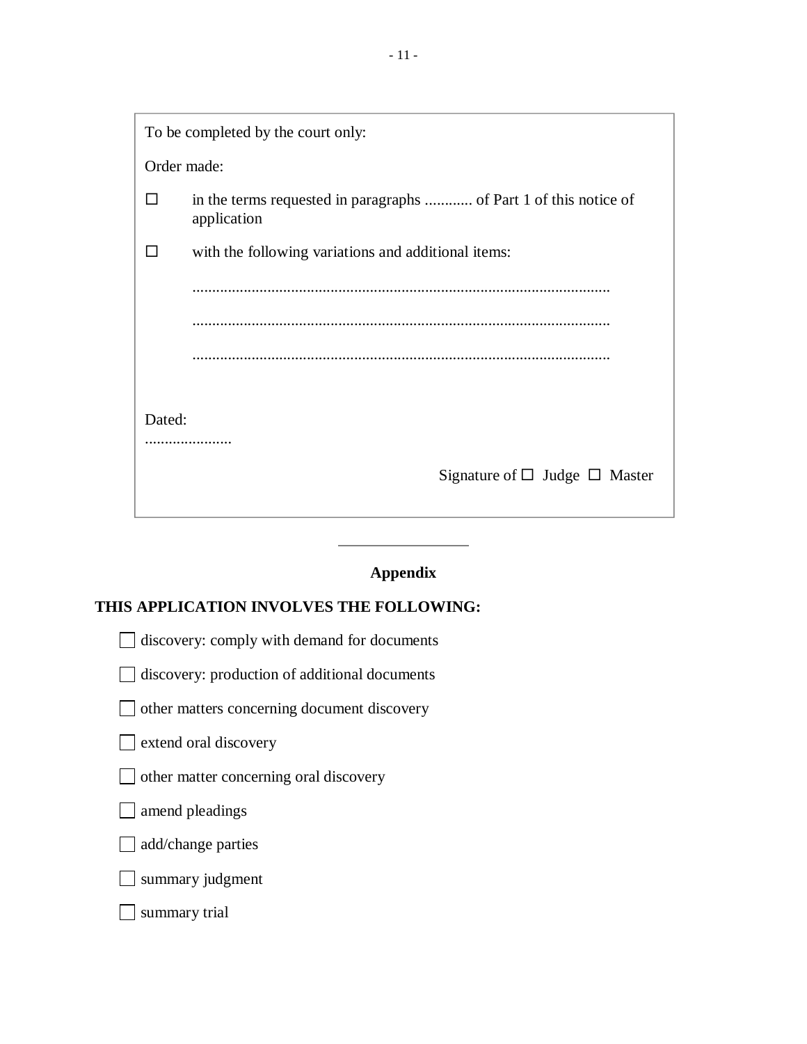To be completed by the court only:

Order made:

☐ in the terms requested in paragraphs ............ of Part 1 of this notice of application

☐ with the following variations and additional items:

..........................................................................................................

..........................................................................................................

..........................................................................................................

Dated:
......................

Signature of ☐ Judge ☐ Master

---

**Appendix**

**THIS APPLICATION INVOLVES THE FOLLOWING:**

☐ discovery: comply with demand for documents

☐ discovery: production of additional documents

☐ other matters concerning document discovery

☐ extend oral discovery

☐ other matter concerning oral discovery

☐ amend pleadings

☐ add/change parties

☐ summary judgment

☐ summary trial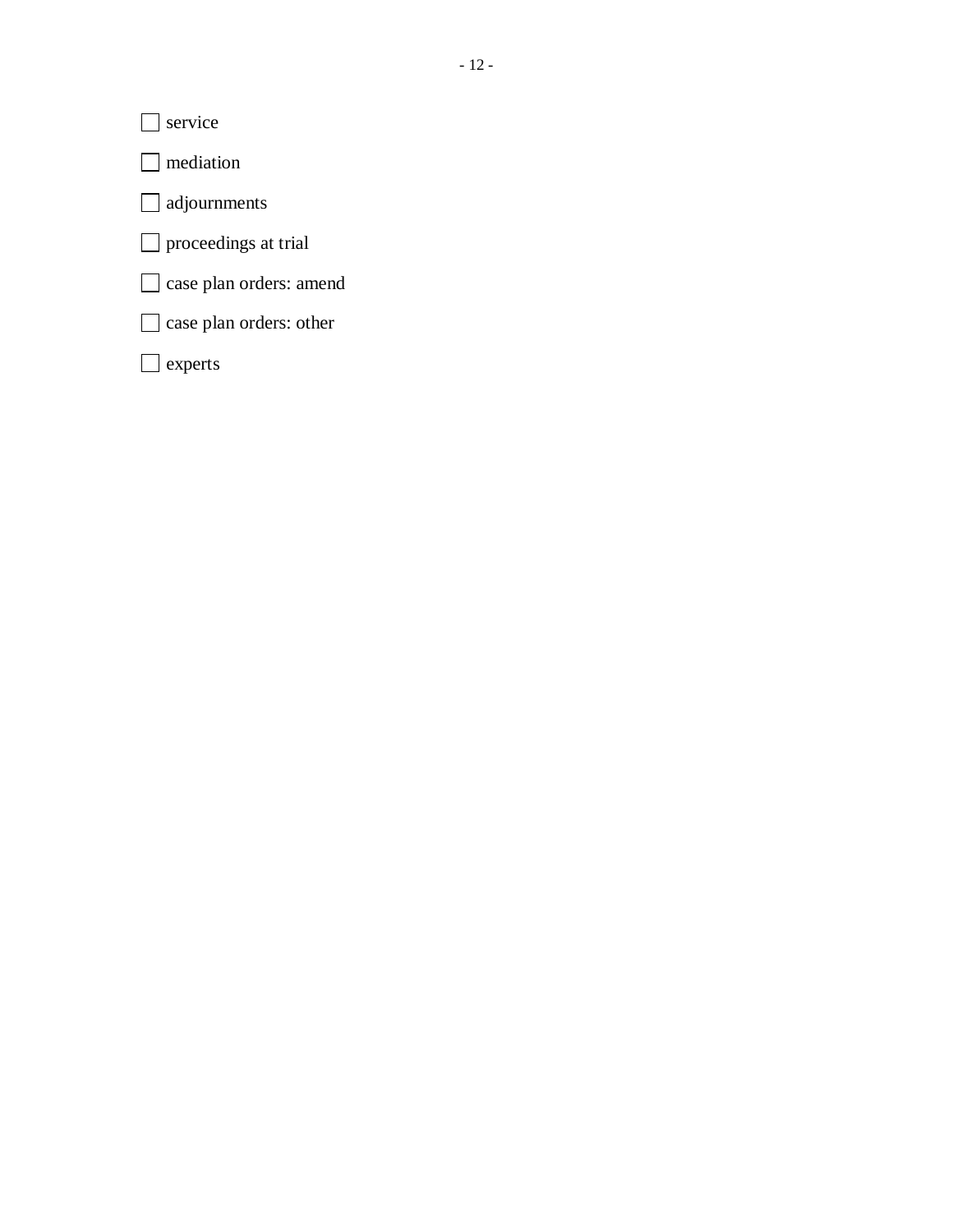- [ ] service
- [ ] mediation
- [ ] adjournments
- [ ] proceedings at trial
- [ ] case plan orders: amend
- [ ] case plan orders: other
- [ ] experts